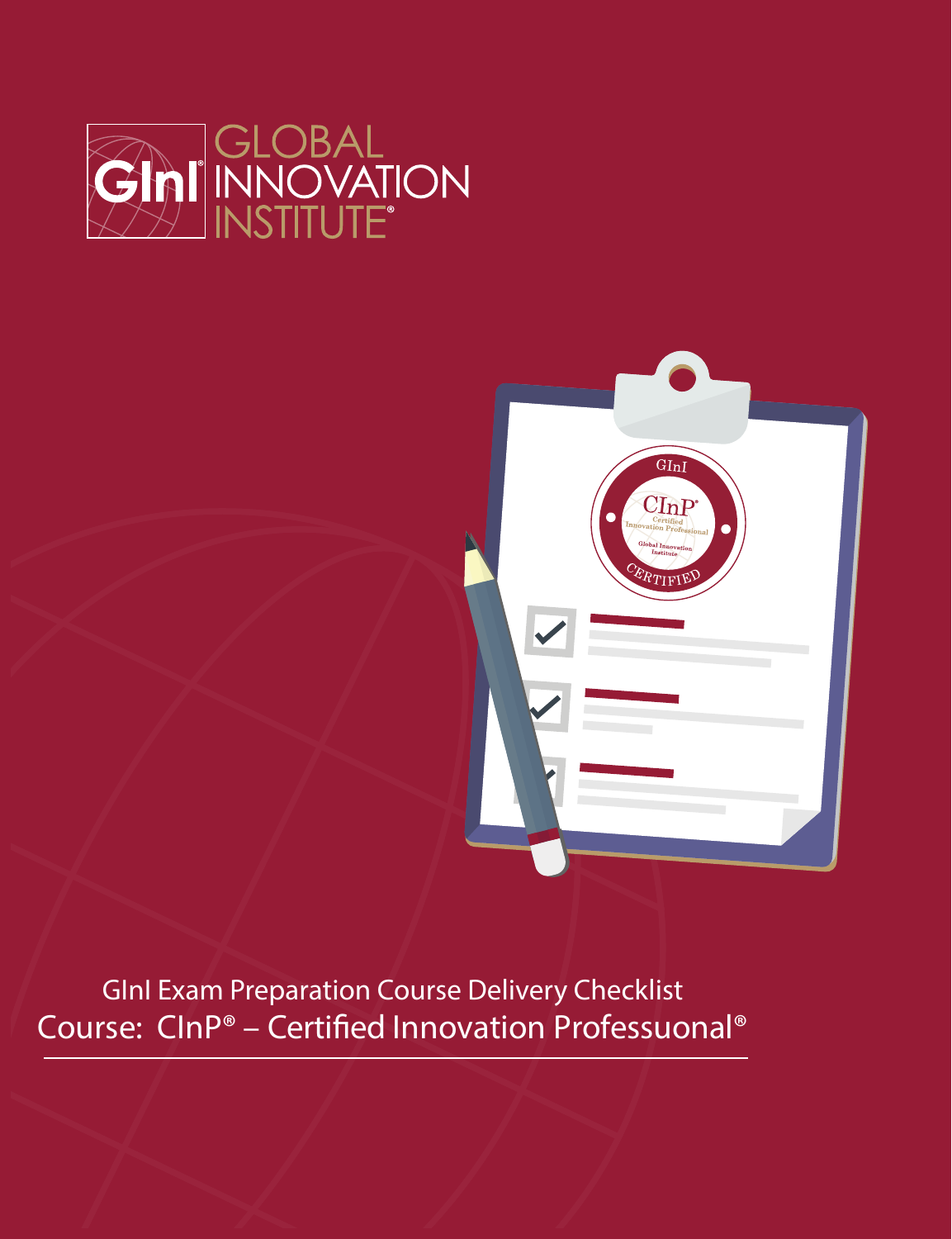GInI GLOBAL INNOVATION INSTITUTE®

GInI Exam Preparation Course Delivery Checklist

Course: CInP® – Certified Innovation Professuonal®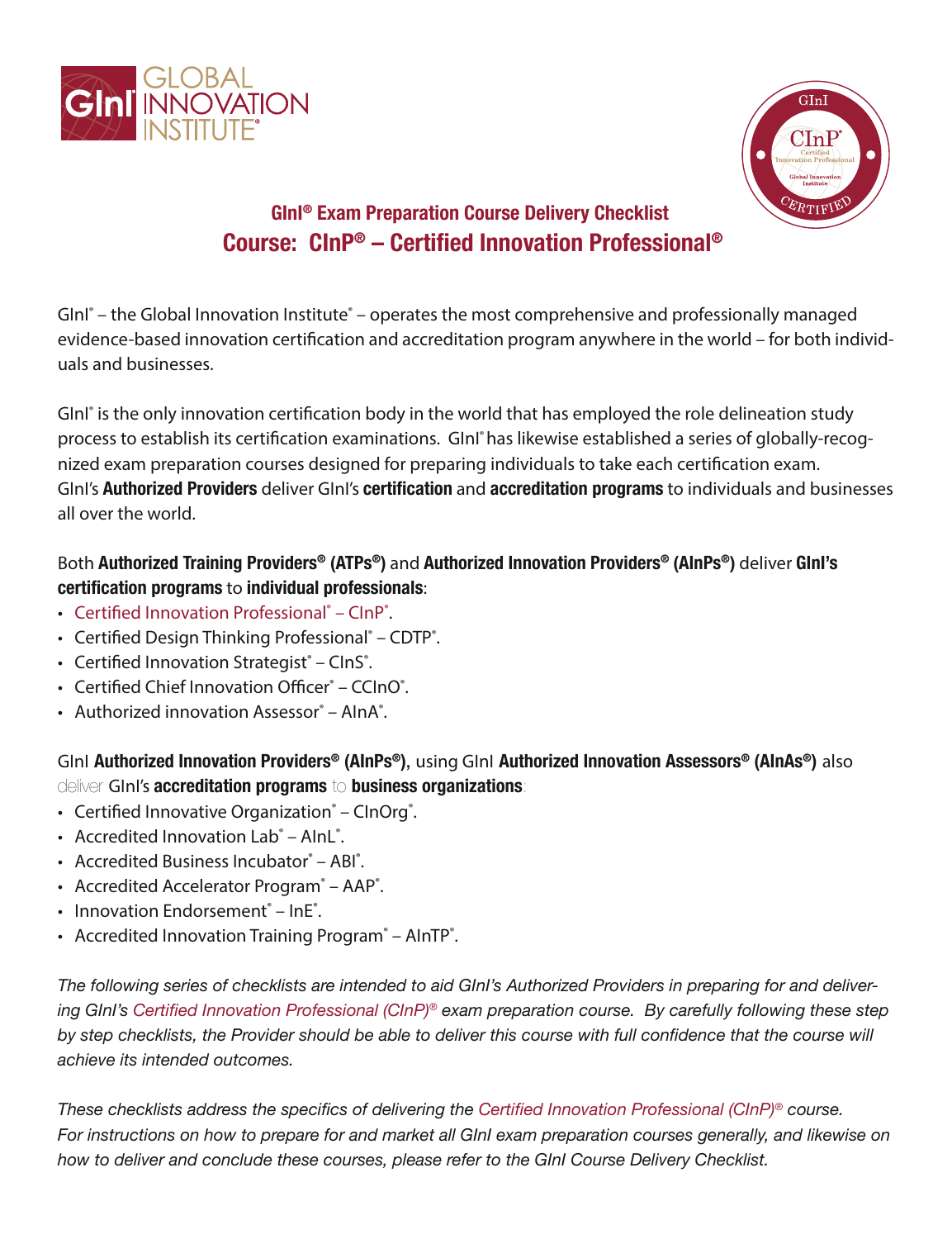## GInI® Exam Preparation Course Delivery Checklist

# Course: CInP® – Certified Innovation Professional®

GInI® – the Global Innovation Institute® – operates the most comprehensive and professionally managed evidence-based innovation certification and accreditation program anywhere in the world – for both individuals and businesses.

GInI® is the only innovation certification body in the world that has employed the role delineation study process to establish its certification examinations. GInI® has likewise established a series of globally-recognized exam preparation courses designed for preparing individuals to take each certification exam. GInI's **Authorized Providers** deliver GInI's **certification** and **accreditation programs** to individuals and businesses all over the world.

Both **Authorized Training Providers® (ATPs®)** and **Authorized Innovation Providers® (AInPs®)** deliver **GInI's certification programs** to **individual professionals**:

- Certified Innovation Professional® – CInP®.
- Certified Design Thinking Professional® – CDTP®.
- Certified Innovation Strategist® – CInS®.
- Certified Chief Innovation Officer® – CCInO®.
- Authorized innovation Assessor® – AInA®.

GInI **Authorized Innovation Providers® (AInPs®)**, using GInI **Authorized Innovation Assessors® (AInAs®)** also deliver GInI's **accreditation programs** to **business organizations**:

- Certified Innovative Organization® – CInOrg®.
- Accredited Innovation Lab® – AInL®.
- Accredited Business Incubator® – ABI®.
- Accredited Accelerator Program® – AAP®.
- Innovation Endorsement® – InE®.
- Accredited Innovation Training Program® – AInTP®.

*The following series of checklists are intended to aid GInI's Authorized Providers in preparing for and delivering GInI's Certified Innovation Professional (CInP)® exam preparation course. By carefully following these step by step checklists, the Provider should be able to deliver this course with full confidence that the course will achieve its intended outcomes.*

*These checklists address the specifics of delivering the Certified Innovation Professional (CInP)® course. For instructions on how to prepare for and market all GInI exam preparation courses generally, and likewise on how to deliver and conclude these courses, please refer to the GInI Course Delivery Checklist.*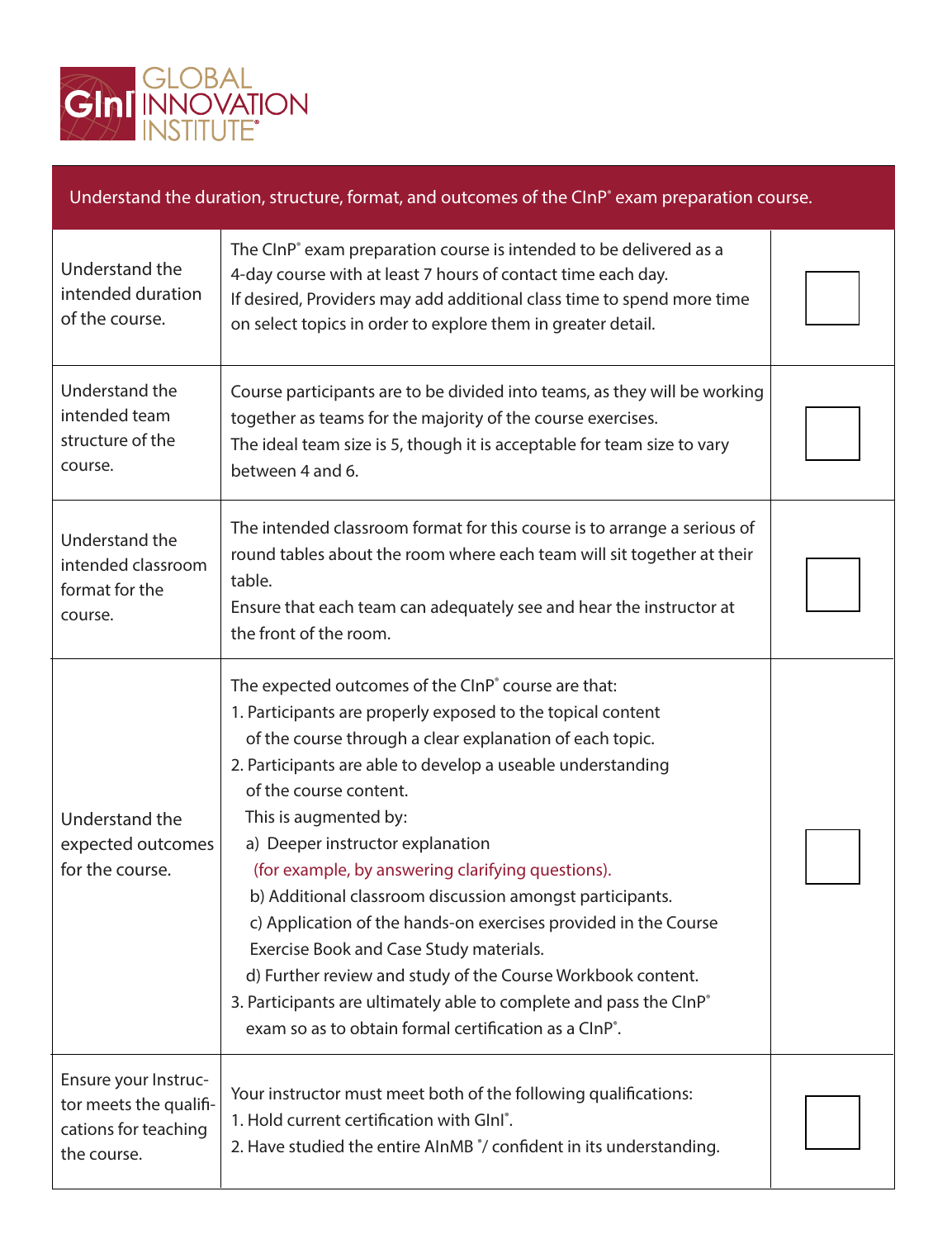GInI GLOBAL INNOVATION INSTITUTE®

| Understand the duration, structure, format, and outcomes of the CInP® exam preparation course. | | |
|---|---|---|
| Understand the intended duration of the course. | The CInP® exam preparation course is intended to be delivered as a 4-day course with at least 7 hours of contact time each day.<br>If desired, Providers may add additional class time to spend more time on select topics in order to explore them in greater detail. | ☐ |
| Understand the intended team structure of the course. | Course participants are to be divided into teams, as they will be working together as teams for the majority of the course exercises.<br>The ideal team size is 5, though it is acceptable for team size to vary between 4 and 6. | ☐ |
| Understand the intended classroom format for the course. | The intended classroom format for this course is to arrange a serious of round tables about the room where each team will sit together at their table.<br>Ensure that each team can adequately see and hear the instructor at the front of the room. | ☐ |
| Understand the expected outcomes for the course. | The expected outcomes of the CInP® course are that:<br>1. Participants are properly exposed to the topical content of the course through a clear explanation of each topic.<br>2. Participants are able to develop a useable understanding of the course content.<br>This is augmented by:<br>a) Deeper instructor explanation (for example, by answering clarifying questions).<br>b) Additional classroom discussion amongst participants.<br>c) Application of the hands-on exercises provided in the Course Exercise Book and Case Study materials.<br>d) Further review and study of the Course Workbook content.<br>3. Participants are ultimately able to complete and pass the CInP® exam so as to obtain formal certification as a CInP®. | ☐ |
| Ensure your Instructor meets the qualifications for teaching the course. | Your instructor must meet both of the following qualifications:<br>1. Hold current certification with GInI®.<br>2. Have studied the entire AInMB ®/ confident in its understanding. | ☐ |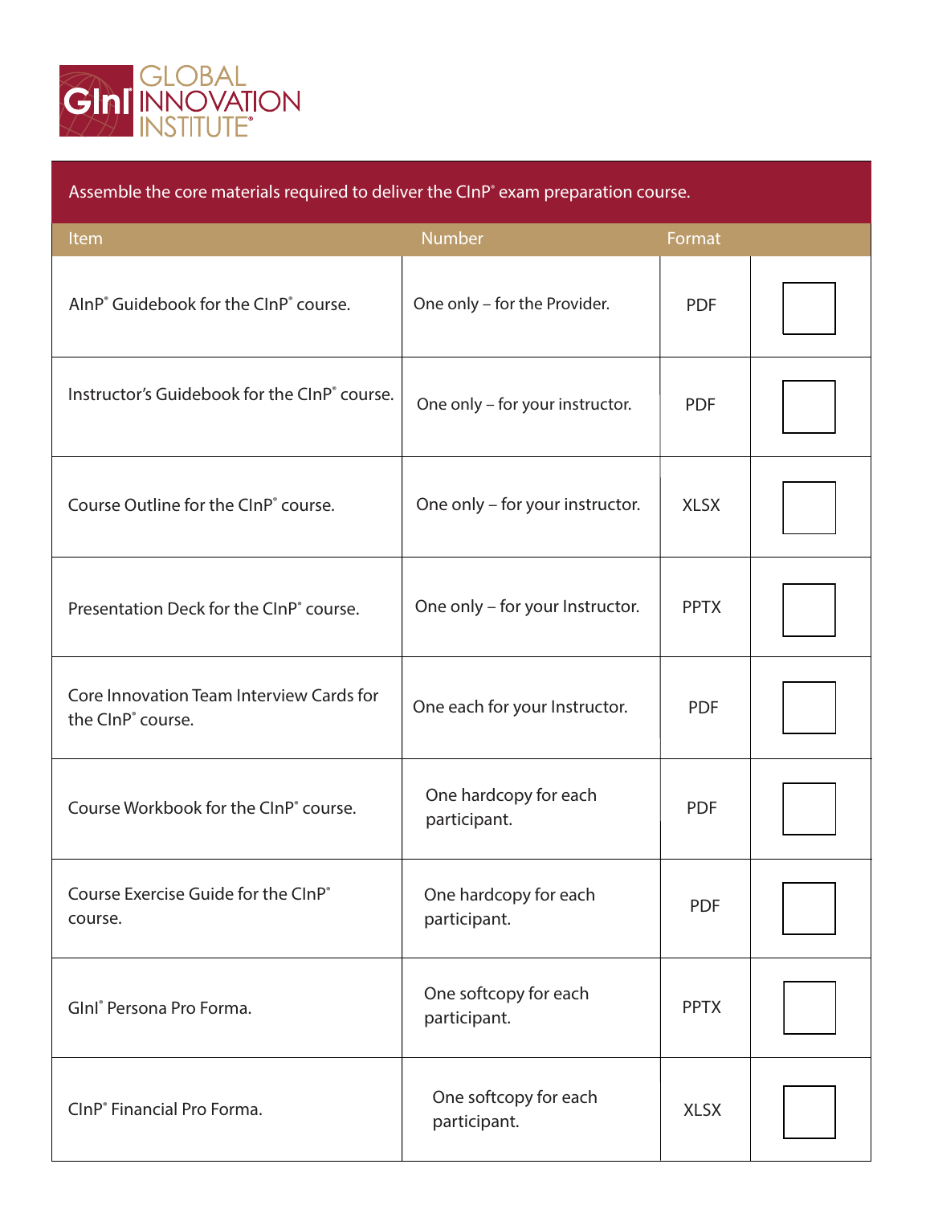GInI GLOBAL INNOVATION INSTITUTE®

| Assemble the core materials required to deliver the CInP® exam preparation course. | | | |
|---|---|---|---|
| **Item** | **Number** | **Format** | |
| AInP® Guidebook for the CInP® course. | One only – for the Provider. | PDF | ☐ |
| Instructor's Guidebook for the CInP® course. | One only – for your instructor. | PDF | ☐ |
| Course Outline for the CInP® course. | One only – for your instructor. | XLSX | ☐ |
| Presentation Deck for the CInP® course. | One only – for your Instructor. | PPTX | ☐ |
| Core Innovation Team Interview Cards for the CInP® course. | One each for your Instructor. | PDF | ☐ |
| Course Workbook for the CInP® course. | One hardcopy for each participant. | PDF | ☐ |
| Course Exercise Guide for the CInP® course. | One hardcopy for each participant. | PDF | ☐ |
| GInI® Persona Pro Forma. | One softcopy for each participant. | PPTX | ☐ |
| CInP® Financial Pro Forma. | One softcopy for each participant. | XLSX | ☐ |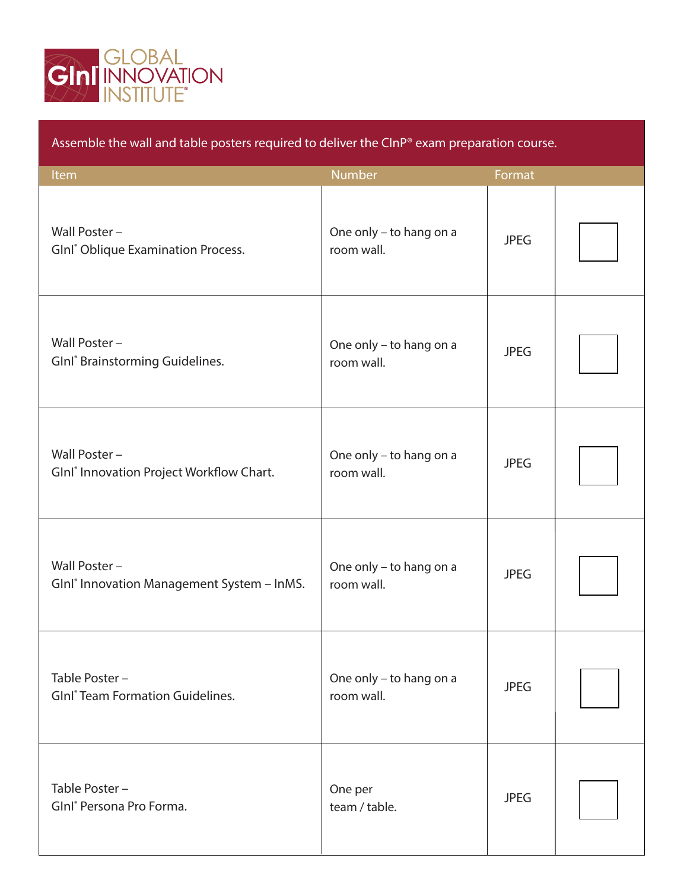# GInI GLOBAL INNOVATION INSTITUTE®

Assemble the wall and table posters required to deliver the CInP® exam preparation course.

| Item | Number | Format | |
|---|---|---|---|
| Wall Poster – GInI® Oblique Examination Process. | One only – to hang on a room wall. | JPEG | ☐ |
| Wall Poster – GInI® Brainstorming Guidelines. | One only – to hang on a room wall. | JPEG | ☐ |
| Wall Poster – GInI® Innovation Project Workflow Chart. | One only – to hang on a room wall. | JPEG | ☐ |
| Wall Poster – GInI® Innovation Management System – InMS. | One only – to hang on a room wall. | JPEG | ☐ |
| Table Poster – GInI® Team Formation Guidelines. | One only – to hang on a room wall. | JPEG | ☐ |
| Table Poster – GInI® Persona Pro Forma. | One per team / table. | JPEG | ☐ |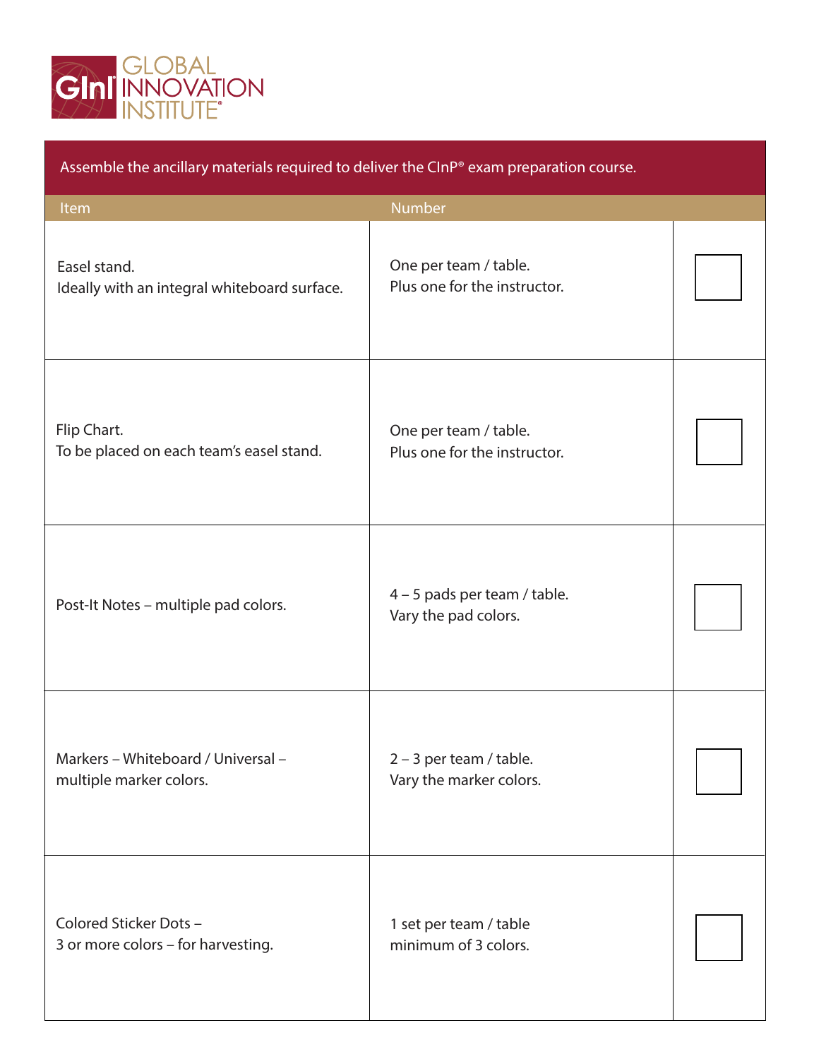GLOBAL INNOVATION INSTITUTE®

| Assemble the ancillary materials required to deliver the CInP® exam preparation course. | | |
|---|---|---|
| **Item** | **Number** | |
| Easel stand.<br>Ideally with an integral whiteboard surface. | One per team / table.<br>Plus one for the instructor. | ☐ |
| Flip Chart.<br>To be placed on each team's easel stand. | One per team / table.<br>Plus one for the instructor. | ☐ |
| Post-It Notes – multiple pad colors. | 4 – 5 pads per team / table.<br>Vary the pad colors. | ☐ |
| Markers – Whiteboard / Universal – multiple marker colors. | 2 – 3 per team / table.<br>Vary the marker colors. | ☐ |
| Colored Sticker Dots –<br>3 or more colors – for harvesting. | 1 set per team / table<br>minimum of 3 colors. | ☐ |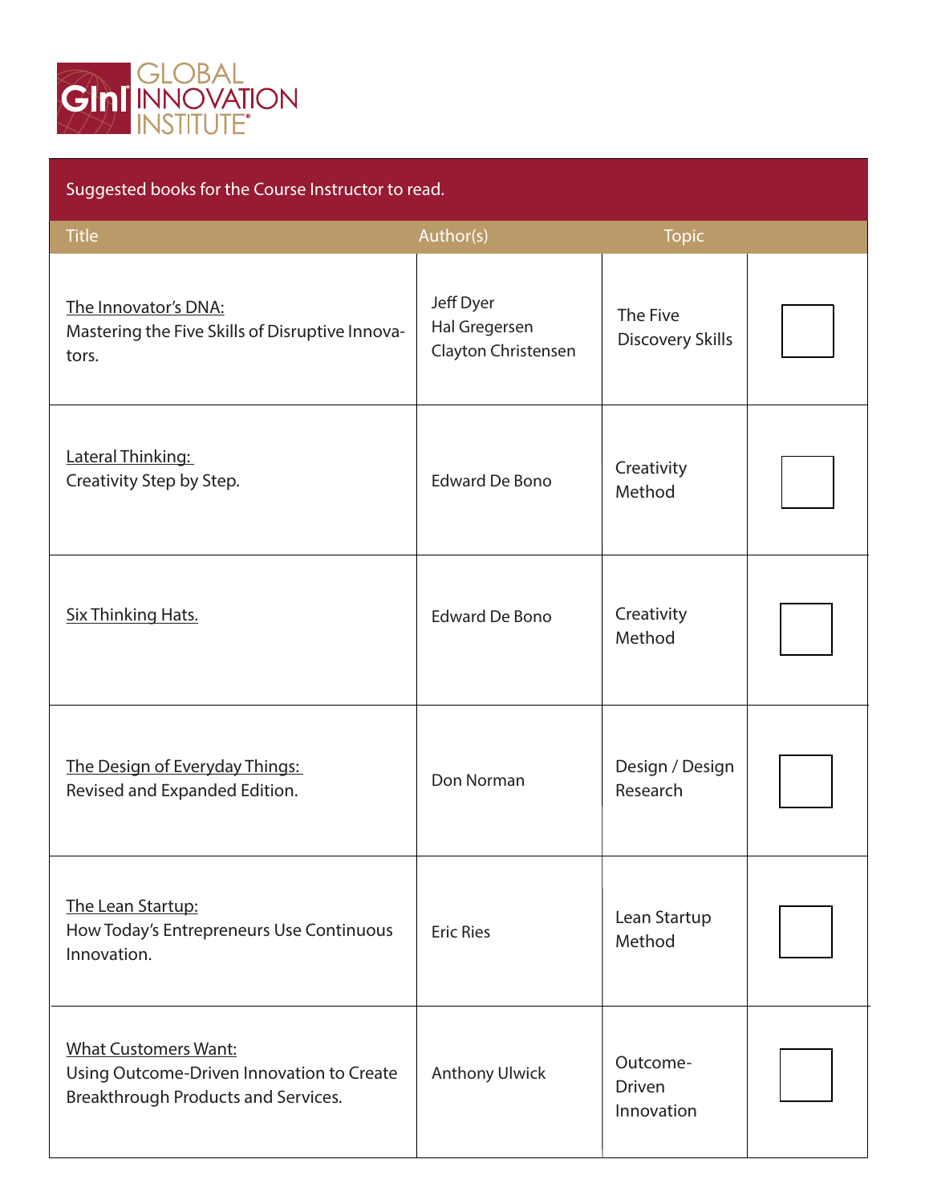GLOBAL INNOVATION INSTITUTE

Suggested books for the Course Instructor to read.

| Title | Author(s) | Topic | |
|---|---|---|---|
| The Innovator's DNA: Mastering the Five Skills of Disruptive Innovators. | Jeff Dyer<br>Hal Gregersen<br>Clayton Christensen | The Five Discovery Skills | ☐ |
| Lateral Thinking: Creativity Step by Step. | Edward De Bono | Creativity Method | ☐ |
| Six Thinking Hats. | Edward De Bono | Creativity Method | ☐ |
| The Design of Everyday Things: Revised and Expanded Edition. | Don Norman | Design / Design Research | ☐ |
| The Lean Startup: How Today's Entrepreneurs Use Continuous Innovation. | Eric Ries | Lean Startup Method | ☐ |
| What Customers Want: Using Outcome-Driven Innovation to Create Breakthrough Products and Services. | Anthony Ulwick | Outcome-Driven Innovation | ☐ |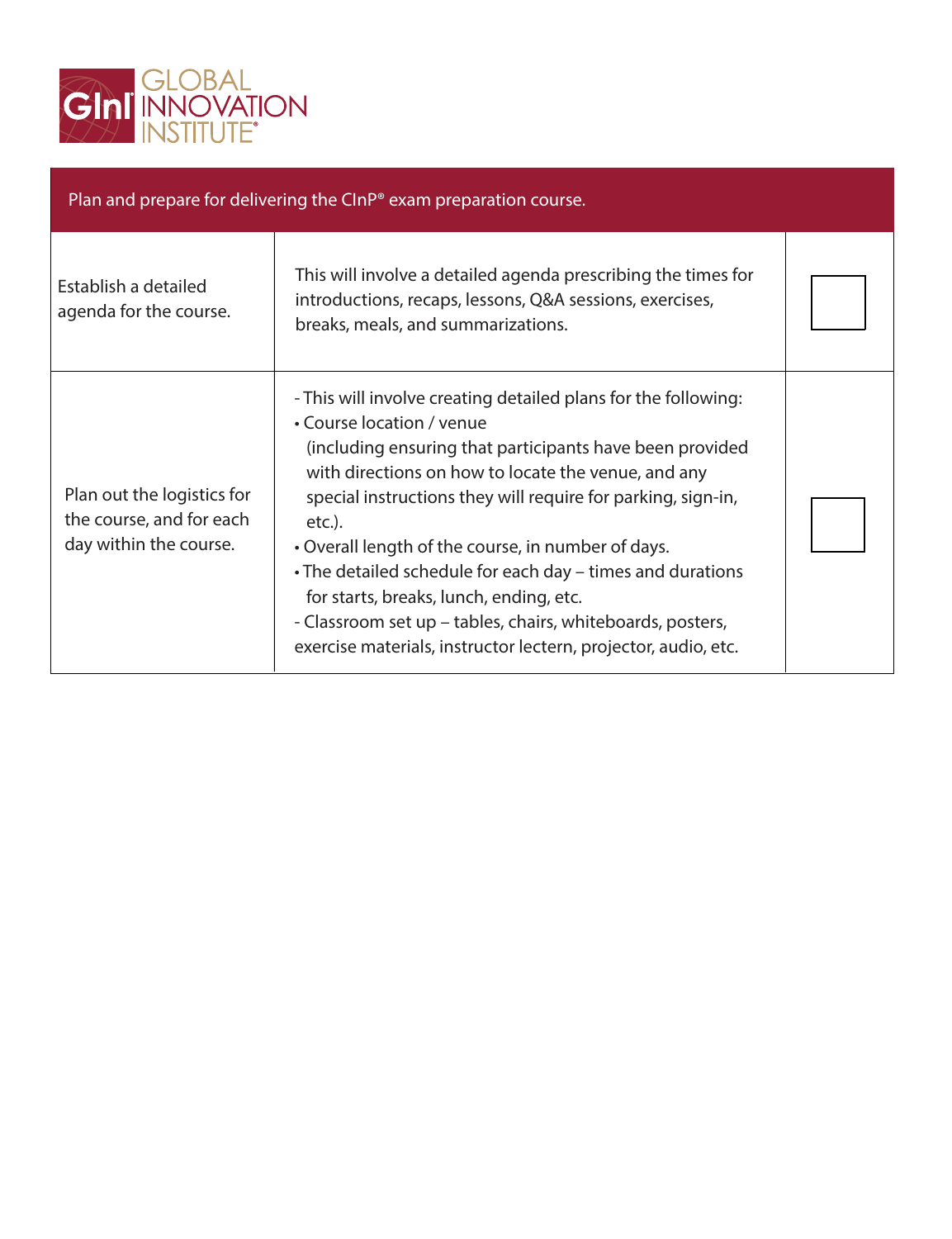| Plan and prepare for delivering the CInP® exam preparation course. | | |
|---|---|---|
| Establish a detailed agenda for the course. | This will involve a detailed agenda prescribing the times for introductions, recaps, lessons, Q&A sessions, exercises, breaks, meals, and summarizations. | ☐ |
| Plan out the logistics for the course, and for each day within the course. | - This will involve creating detailed plans for the following:<br>• Course location / venue (including ensuring that participants have been provided with directions on how to locate the venue, and any special instructions they will require for parking, sign-in, etc.).<br>• Overall length of the course, in number of days.<br>• The detailed schedule for each day – times and durations for starts, breaks, lunch, ending, etc.<br>- Classroom set up – tables, chairs, whiteboards, posters, exercise materials, instructor lectern, projector, audio, etc. | ☐ |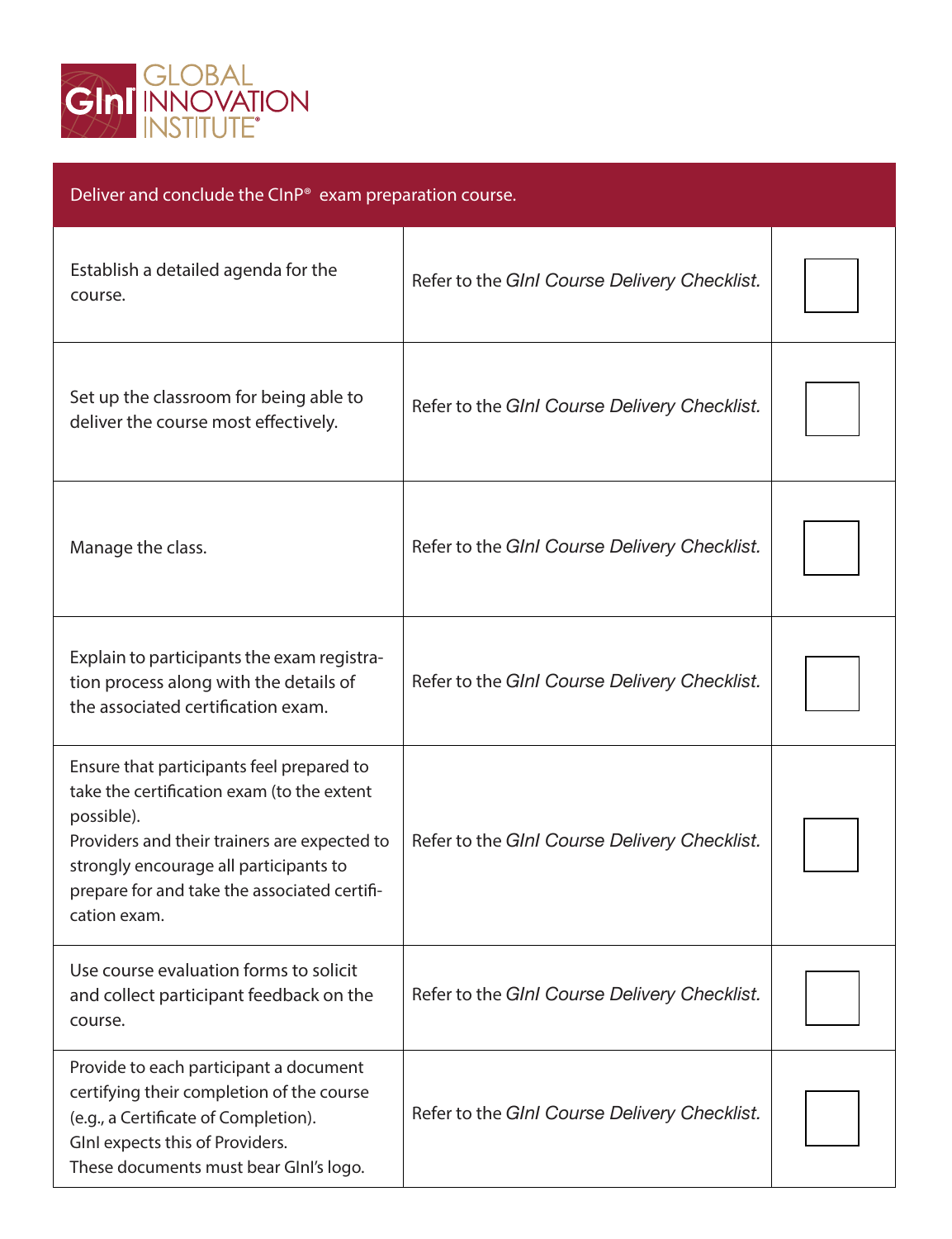| Deliver and conclude the CInP® exam preparation course. | | |
|---|---|---|
| Establish a detailed agenda for the course. | Refer to the *GInI Course Delivery Checklist.* | ☐ |
| Set up the classroom for being able to deliver the course most effectively. | Refer to the *GInI Course Delivery Checklist.* | ☐ |
| Manage the class. | Refer to the *GInI Course Delivery Checklist.* | ☐ |
| Explain to participants the exam registration process along with the details of the associated certification exam. | Refer to the *GInI Course Delivery Checklist.* | ☐ |
| Ensure that participants feel prepared to take the certification exam (to the extent possible).<br>Providers and their trainers are expected to strongly encourage all participants to prepare for and take the associated certification exam. | Refer to the *GInI Course Delivery Checklist.* | ☐ |
| Use course evaluation forms to solicit and collect participant feedback on the course. | Refer to the *GInI Course Delivery Checklist.* | ☐ |
| Provide to each participant a document certifying their completion of the course (e.g., a Certificate of Completion).<br>GInI expects this of Providers.<br>These documents must bear GInI's logo. | Refer to the *GInI Course Delivery Checklist.* | ☐ |